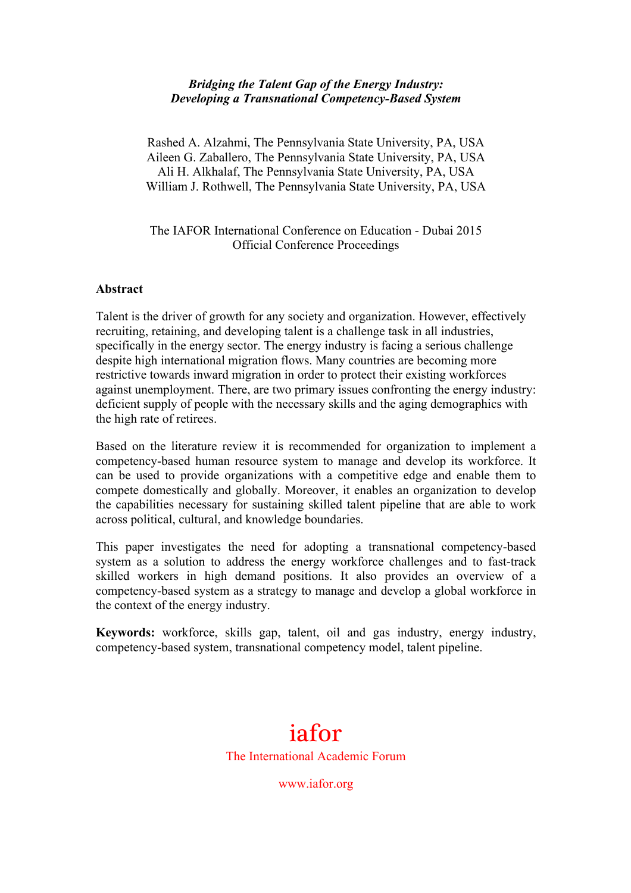***Bridging the Talent Gap of the Energy Industry: Developing a Transnational Competency-Based System***

Rashed A. Alzahmi, The Pennsylvania State University, PA, USA
Aileen G. Zaballero, The Pennsylvania State University, PA, USA
Ali H. Alkhalaf, The Pennsylvania State University, PA, USA
William J. Rothwell, The Pennsylvania State University, PA, USA

The IAFOR International Conference on Education - Dubai 2015
Official Conference Proceedings

## Abstract

Talent is the driver of growth for any society and organization. However, effectively recruiting, retaining, and developing talent is a challenge task in all industries, specifically in the energy sector. The energy industry is facing a serious challenge despite high international migration flows. Many countries are becoming more restrictive towards inward migration in order to protect their existing workforces against unemployment. There, are two primary issues confronting the energy industry: deficient supply of people with the necessary skills and the aging demographics with the high rate of retirees.

Based on the literature review it is recommended for organization to implement a competency-based human resource system to manage and develop its workforce. It can be used to provide organizations with a competitive edge and enable them to compete domestically and globally. Moreover, it enables an organization to develop the capabilities necessary for sustaining skilled talent pipeline that are able to work across political, cultural, and knowledge boundaries.

This paper investigates the need for adopting a transnational competency-based system as a solution to address the energy workforce challenges and to fast-track skilled workers in high demand positions. It also provides an overview of a competency-based system as a strategy to manage and develop a global workforce in the context of the energy industry.

**Keywords:** workforce, skills gap, talent, oil and gas industry, energy industry, competency-based system, transnational competency model, talent pipeline.

iafor
The International Academic Forum
www.iafor.org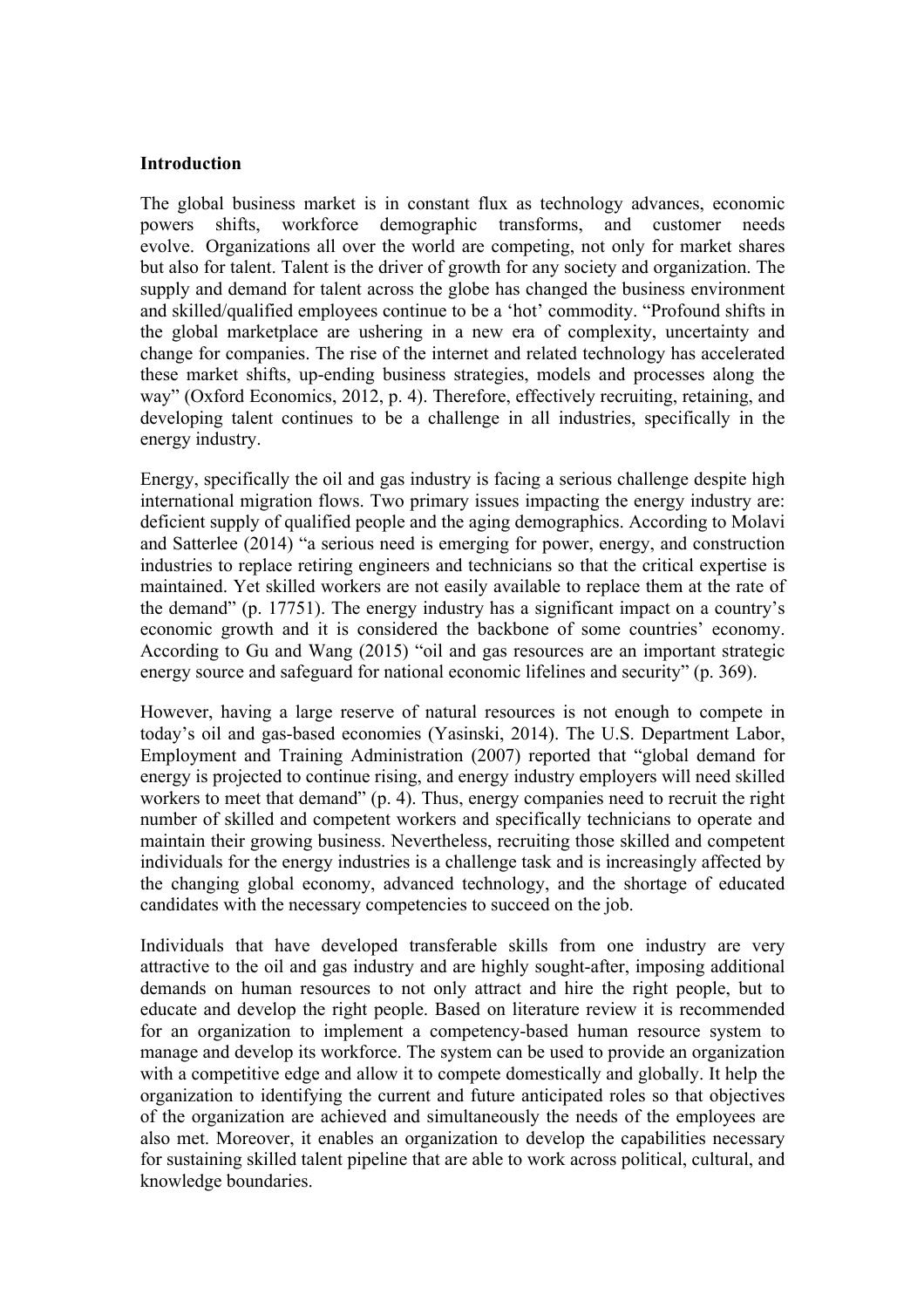**Introduction**

The global business market is in constant flux as technology advances, economic powers shifts, workforce demographic transforms, and customer needs evolve. Organizations all over the world are competing, not only for market shares but also for talent. Talent is the driver of growth for any society and organization. The supply and demand for talent across the globe has changed the business environment and skilled/qualified employees continue to be a 'hot' commodity. "Profound shifts in the global marketplace are ushering in a new era of complexity, uncertainty and change for companies. The rise of the internet and related technology has accelerated these market shifts, up-ending business strategies, models and processes along the way" (Oxford Economics, 2012, p. 4). Therefore, effectively recruiting, retaining, and developing talent continues to be a challenge in all industries, specifically in the energy industry.

Energy, specifically the oil and gas industry is facing a serious challenge despite high international migration flows. Two primary issues impacting the energy industry are: deficient supply of qualified people and the aging demographics. According to Molavi and Satterlee (2014) "a serious need is emerging for power, energy, and construction industries to replace retiring engineers and technicians so that the critical expertise is maintained. Yet skilled workers are not easily available to replace them at the rate of the demand" (p. 17751). The energy industry has a significant impact on a country's economic growth and it is considered the backbone of some countries' economy. According to Gu and Wang (2015) "oil and gas resources are an important strategic energy source and safeguard for national economic lifelines and security" (p. 369).

However, having a large reserve of natural resources is not enough to compete in today's oil and gas-based economies (Yasinski, 2014). The U.S. Department Labor, Employment and Training Administration (2007) reported that "global demand for energy is projected to continue rising, and energy industry employers will need skilled workers to meet that demand" (p. 4). Thus, energy companies need to recruit the right number of skilled and competent workers and specifically technicians to operate and maintain their growing business. Nevertheless, recruiting those skilled and competent individuals for the energy industries is a challenge task and is increasingly affected by the changing global economy, advanced technology, and the shortage of educated candidates with the necessary competencies to succeed on the job.

Individuals that have developed transferable skills from one industry are very attractive to the oil and gas industry and are highly sought-after, imposing additional demands on human resources to not only attract and hire the right people, but to educate and develop the right people. Based on literature review it is recommended for an organization to implement a competency-based human resource system to manage and develop its workforce. The system can be used to provide an organization with a competitive edge and allow it to compete domestically and globally. It help the organization to identifying the current and future anticipated roles so that objectives of the organization are achieved and simultaneously the needs of the employees are also met. Moreover, it enables an organization to develop the capabilities necessary for sustaining skilled talent pipeline that are able to work across political, cultural, and knowledge boundaries.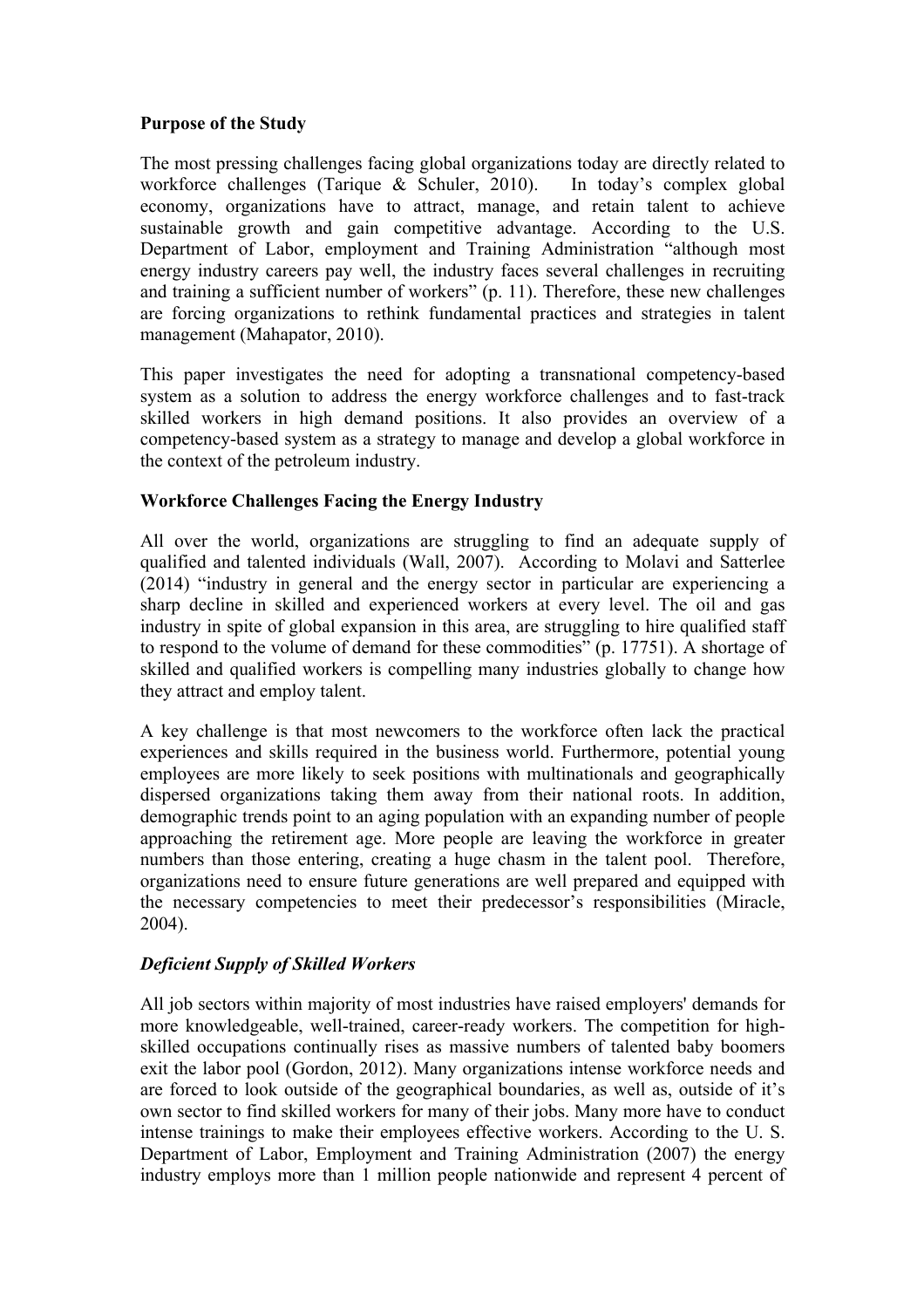**Purpose of the Study**

The most pressing challenges facing global organizations today are directly related to workforce challenges (Tarique & Schuler, 2010). In today's complex global economy, organizations have to attract, manage, and retain talent to achieve sustainable growth and gain competitive advantage. According to the U.S. Department of Labor, employment and Training Administration "although most energy industry careers pay well, the industry faces several challenges in recruiting and training a sufficient number of workers" (p. 11). Therefore, these new challenges are forcing organizations to rethink fundamental practices and strategies in talent management (Mahapator, 2010).

This paper investigates the need for adopting a transnational competency-based system as a solution to address the energy workforce challenges and to fast-track skilled workers in high demand positions. It also provides an overview of a competency-based system as a strategy to manage and develop a global workforce in the context of the petroleum industry.

**Workforce Challenges Facing the Energy Industry**

All over the world, organizations are struggling to find an adequate supply of qualified and talented individuals (Wall, 2007). According to Molavi and Satterlee (2014) "industry in general and the energy sector in particular are experiencing a sharp decline in skilled and experienced workers at every level. The oil and gas industry in spite of global expansion in this area, are struggling to hire qualified staff to respond to the volume of demand for these commodities" (p. 17751). A shortage of skilled and qualified workers is compelling many industries globally to change how they attract and employ talent.

A key challenge is that most newcomers to the workforce often lack the practical experiences and skills required in the business world. Furthermore, potential young employees are more likely to seek positions with multinationals and geographically dispersed organizations taking them away from their national roots. In addition, demographic trends point to an aging population with an expanding number of people approaching the retirement age. More people are leaving the workforce in greater numbers than those entering, creating a huge chasm in the talent pool. Therefore, organizations need to ensure future generations are well prepared and equipped with the necessary competencies to meet their predecessor's responsibilities (Miracle, 2004).

***Deficient Supply of Skilled Workers***

All job sectors within majority of most industries have raised employers' demands for more knowledgeable, well-trained, career-ready workers. The competition for high-skilled occupations continually rises as massive numbers of talented baby boomers exit the labor pool (Gordon, 2012). Many organizations intense workforce needs and are forced to look outside of the geographical boundaries, as well as, outside of it's own sector to find skilled workers for many of their jobs. Many more have to conduct intense trainings to make their employees effective workers. According to the U. S. Department of Labor, Employment and Training Administration (2007) the energy industry employs more than 1 million people nationwide and represent 4 percent of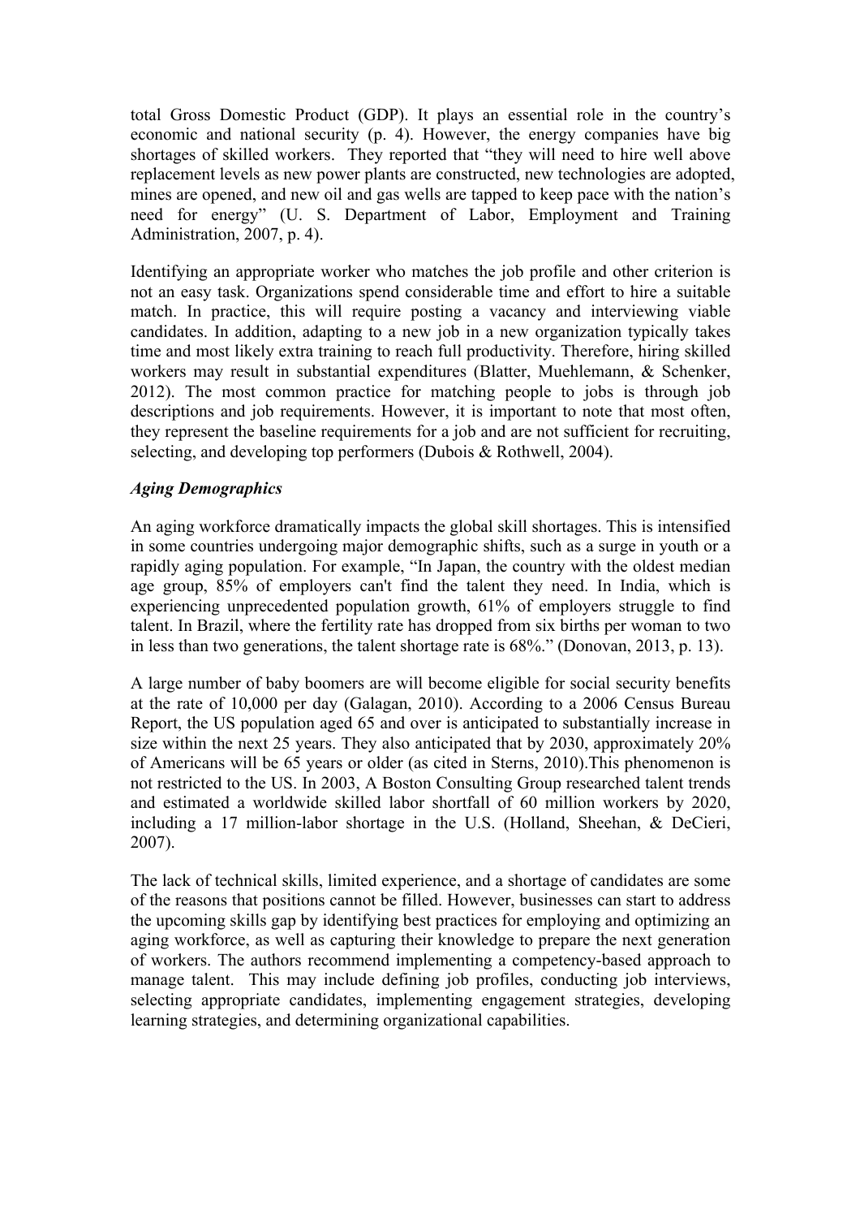total Gross Domestic Product (GDP). It plays an essential role in the country's economic and national security (p. 4). However, the energy companies have big shortages of skilled workers. They reported that "they will need to hire well above replacement levels as new power plants are constructed, new technologies are adopted, mines are opened, and new oil and gas wells are tapped to keep pace with the nation's need for energy" (U. S. Department of Labor, Employment and Training Administration, 2007, p. 4).

Identifying an appropriate worker who matches the job profile and other criterion is not an easy task. Organizations spend considerable time and effort to hire a suitable match. In practice, this will require posting a vacancy and interviewing viable candidates. In addition, adapting to a new job in a new organization typically takes time and most likely extra training to reach full productivity. Therefore, hiring skilled workers may result in substantial expenditures (Blatter, Muehlemann, & Schenker, 2012). The most common practice for matching people to jobs is through job descriptions and job requirements. However, it is important to note that most often, they represent the baseline requirements for a job and are not sufficient for recruiting, selecting, and developing top performers (Dubois & Rothwell, 2004).

***Aging Demographics***

An aging workforce dramatically impacts the global skill shortages. This is intensified in some countries undergoing major demographic shifts, such as a surge in youth or a rapidly aging population. For example, "In Japan, the country with the oldest median age group, 85% of employers can't find the talent they need. In India, which is experiencing unprecedented population growth, 61% of employers struggle to find talent. In Brazil, where the fertility rate has dropped from six births per woman to two in less than two generations, the talent shortage rate is 68%." (Donovan, 2013, p. 13).

A large number of baby boomers are will become eligible for social security benefits at the rate of 10,000 per day (Galagan, 2010). According to a 2006 Census Bureau Report, the US population aged 65 and over is anticipated to substantially increase in size within the next 25 years. They also anticipated that by 2030, approximately 20% of Americans will be 65 years or older (as cited in Sterns, 2010).This phenomenon is not restricted to the US. In 2003, A Boston Consulting Group researched talent trends and estimated a worldwide skilled labor shortfall of 60 million workers by 2020, including a 17 million-labor shortage in the U.S. (Holland, Sheehan, & DeCieri, 2007).

The lack of technical skills, limited experience, and a shortage of candidates are some of the reasons that positions cannot be filled. However, businesses can start to address the upcoming skills gap by identifying best practices for employing and optimizing an aging workforce, as well as capturing their knowledge to prepare the next generation of workers. The authors recommend implementing a competency-based approach to manage talent. This may include defining job profiles, conducting job interviews, selecting appropriate candidates, implementing engagement strategies, developing learning strategies, and determining organizational capabilities.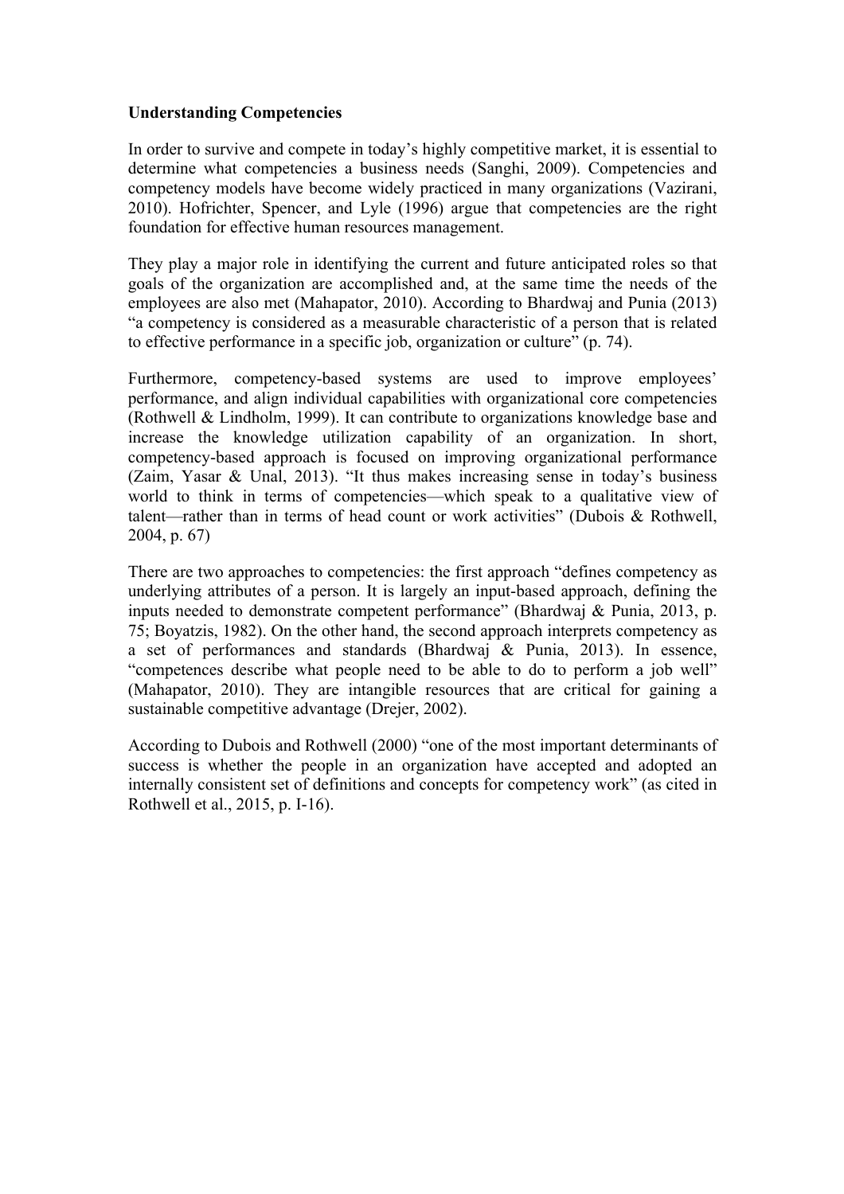**Understanding Competencies**

In order to survive and compete in today's highly competitive market, it is essential to determine what competencies a business needs (Sanghi, 2009). Competencies and competency models have become widely practiced in many organizations (Vazirani, 2010). Hofrichter, Spencer, and Lyle (1996) argue that competencies are the right foundation for effective human resources management.

They play a major role in identifying the current and future anticipated roles so that goals of the organization are accomplished and, at the same time the needs of the employees are also met (Mahapator, 2010). According to Bhardwaj and Punia (2013) "a competency is considered as a measurable characteristic of a person that is related to effective performance in a specific job, organization or culture" (p. 74).

Furthermore, competency-based systems are used to improve employees' performance, and align individual capabilities with organizational core competencies (Rothwell & Lindholm, 1999). It can contribute to organizations knowledge base and increase the knowledge utilization capability of an organization. In short, competency-based approach is focused on improving organizational performance (Zaim, Yasar & Unal, 2013). "It thus makes increasing sense in today's business world to think in terms of competencies—which speak to a qualitative view of talent—rather than in terms of head count or work activities" (Dubois & Rothwell, 2004, p. 67)

There are two approaches to competencies: the first approach "defines competency as underlying attributes of a person. It is largely an input-based approach, defining the inputs needed to demonstrate competent performance" (Bhardwaj & Punia, 2013, p. 75; Boyatzis, 1982). On the other hand, the second approach interprets competency as a set of performances and standards (Bhardwaj & Punia, 2013). In essence, "competences describe what people need to be able to do to perform a job well" (Mahapator, 2010). They are intangible resources that are critical for gaining a sustainable competitive advantage (Drejer, 2002).

According to Dubois and Rothwell (2000) "one of the most important determinants of success is whether the people in an organization have accepted and adopted an internally consistent set of definitions and concepts for competency work" (as cited in Rothwell et al., 2015, p. I-16).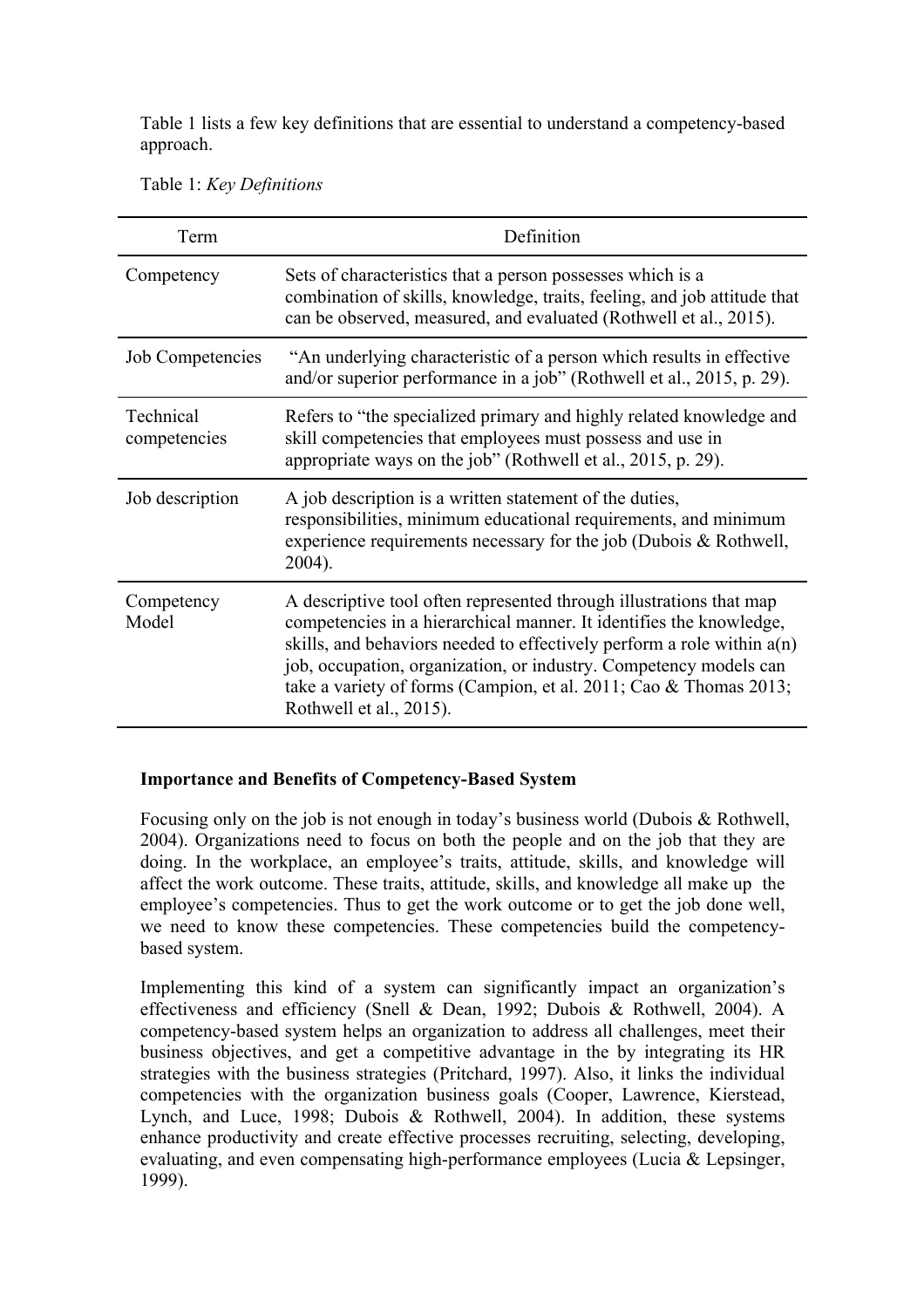Table 1 lists a few key definitions that are essential to understand a competency-based approach.

Table 1: *Key Definitions*

| Term | Definition |
| --- | --- |
| Competency | Sets of characteristics that a person possesses which is a combination of skills, knowledge, traits, feeling, and job attitude that can be observed, measured, and evaluated (Rothwell et al., 2015). |
| Job Competencies | "An underlying characteristic of a person which results in effective and/or superior performance in a job" (Rothwell et al., 2015, p. 29). |
| Technical competencies | Refers to "the specialized primary and highly related knowledge and skill competencies that employees must possess and use in appropriate ways on the job" (Rothwell et al., 2015, p. 29). |
| Job description | A job description is a written statement of the duties, responsibilities, minimum educational requirements, and minimum experience requirements necessary for the job (Dubois & Rothwell, 2004). |
| Competency Model | A descriptive tool often represented through illustrations that map competencies in a hierarchical manner. It identifies the knowledge, skills, and behaviors needed to effectively perform a role within a(n) job, occupation, organization, or industry. Competency models can take a variety of forms (Campion, et al. 2011; Cao & Thomas 2013; Rothwell et al., 2015). |

**Importance and Benefits of Competency-Based System**

Focusing only on the job is not enough in today's business world (Dubois & Rothwell, 2004). Organizations need to focus on both the people and on the job that they are doing. In the workplace, an employee's traits, attitude, skills, and knowledge will affect the work outcome. These traits, attitude, skills, and knowledge all make up the employee's competencies. Thus to get the work outcome or to get the job done well, we need to know these competencies. These competencies build the competency-based system.

Implementing this kind of a system can significantly impact an organization's effectiveness and efficiency (Snell & Dean, 1992; Dubois & Rothwell, 2004). A competency-based system helps an organization to address all challenges, meet their business objectives, and get a competitive advantage in the by integrating its HR strategies with the business strategies (Pritchard, 1997). Also, it links the individual competencies with the organization business goals (Cooper, Lawrence, Kierstead, Lynch, and Luce, 1998; Dubois & Rothwell, 2004). In addition, these systems enhance productivity and create effective processes recruiting, selecting, developing, evaluating, and even compensating high-performance employees (Lucia & Lepsinger, 1999).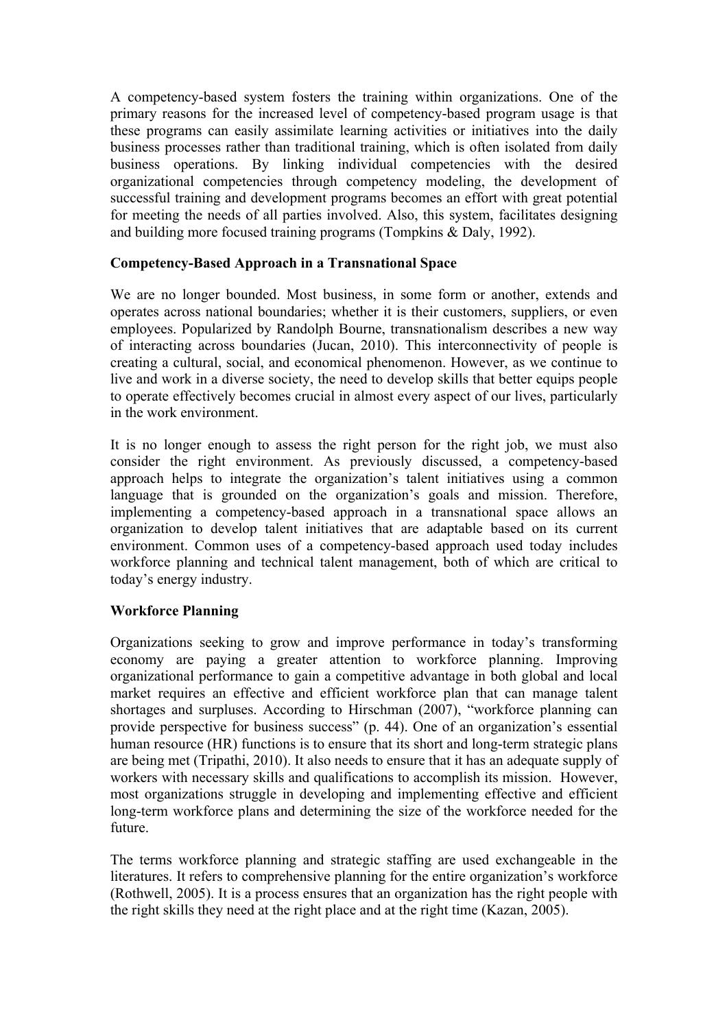A competency-based system fosters the training within organizations. One of the primary reasons for the increased level of competency-based program usage is that these programs can easily assimilate learning activities or initiatives into the daily business processes rather than traditional training, which is often isolated from daily business operations. By linking individual competencies with the desired organizational competencies through competency modeling, the development of successful training and development programs becomes an effort with great potential for meeting the needs of all parties involved. Also, this system, facilitates designing and building more focused training programs (Tompkins & Daly, 1992).

**Competency-Based Approach in a Transnational Space**

We are no longer bounded. Most business, in some form or another, extends and operates across national boundaries; whether it is their customers, suppliers, or even employees. Popularized by Randolph Bourne, transnationalism describes a new way of interacting across boundaries (Jucan, 2010). This interconnectivity of people is creating a cultural, social, and economical phenomenon. However, as we continue to live and work in a diverse society, the need to develop skills that better equips people to operate effectively becomes crucial in almost every aspect of our lives, particularly in the work environment.

It is no longer enough to assess the right person for the right job, we must also consider the right environment. As previously discussed, a competency-based approach helps to integrate the organization's talent initiatives using a common language that is grounded on the organization's goals and mission. Therefore, implementing a competency-based approach in a transnational space allows an organization to develop talent initiatives that are adaptable based on its current environment. Common uses of a competency-based approach used today includes workforce planning and technical talent management, both of which are critical to today's energy industry.

**Workforce Planning**

Organizations seeking to grow and improve performance in today's transforming economy are paying a greater attention to workforce planning. Improving organizational performance to gain a competitive advantage in both global and local market requires an effective and efficient workforce plan that can manage talent shortages and surpluses. According to Hirschman (2007), "workforce planning can provide perspective for business success" (p. 44). One of an organization's essential human resource (HR) functions is to ensure that its short and long-term strategic plans are being met (Tripathi, 2010). It also needs to ensure that it has an adequate supply of workers with necessary skills and qualifications to accomplish its mission. However, most organizations struggle in developing and implementing effective and efficient long-term workforce plans and determining the size of the workforce needed for the future.

The terms workforce planning and strategic staffing are used exchangeable in the literatures. It refers to comprehensive planning for the entire organization's workforce (Rothwell, 2005). It is a process ensures that an organization has the right people with the right skills they need at the right place and at the right time (Kazan, 2005).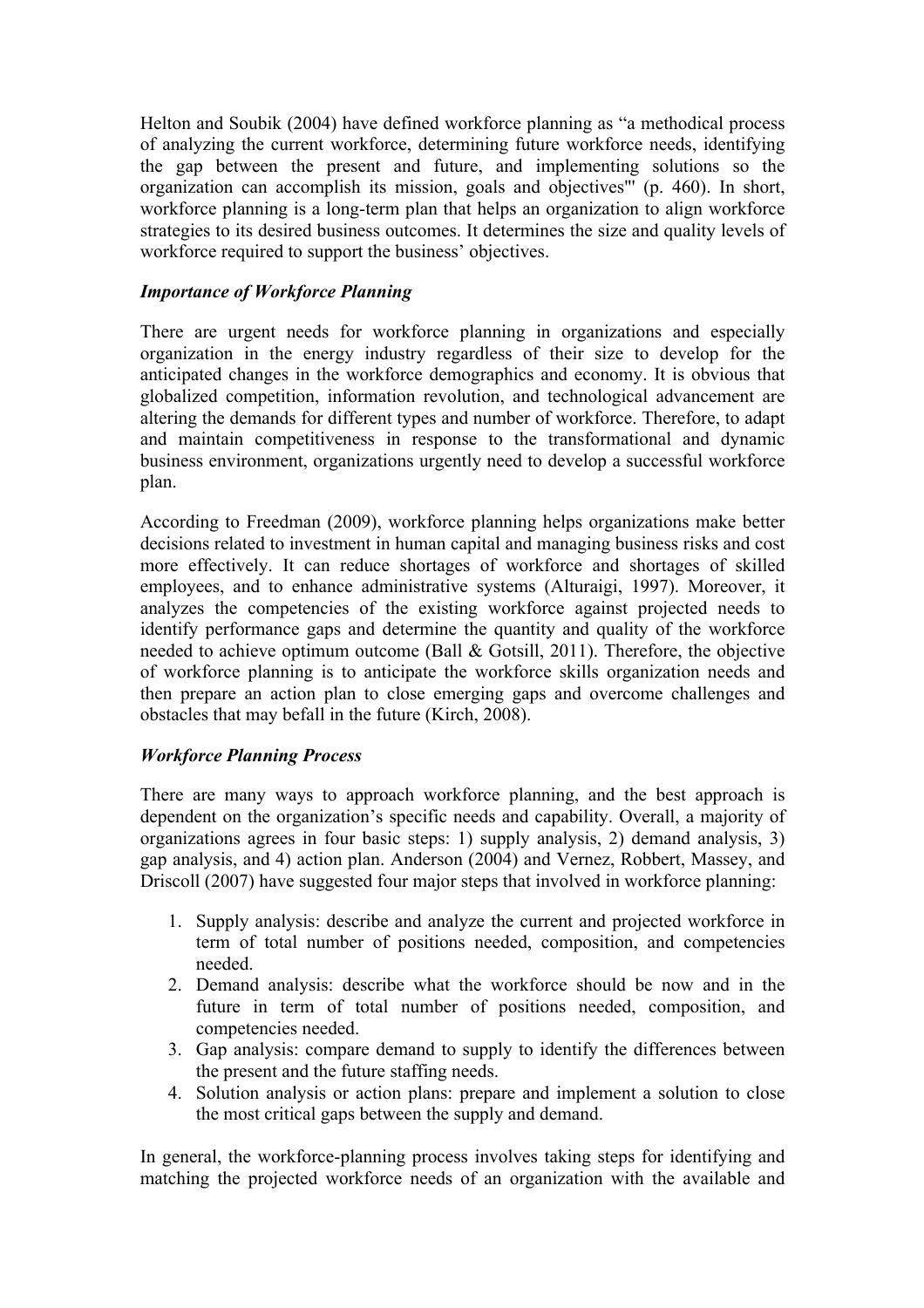Helton and Soubik (2004) have defined workforce planning as "a methodical process of analyzing the current workforce, determining future workforce needs, identifying the gap between the present and future, and implementing solutions so the organization can accomplish its mission, goals and objectives"' (p. 460). In short, workforce planning is a long-term plan that helps an organization to align workforce strategies to its desired business outcomes. It determines the size and quality levels of workforce required to support the business' objectives.

### *Importance of Workforce Planning*

There are urgent needs for workforce planning in organizations and especially organization in the energy industry regardless of their size to develop for the anticipated changes in the workforce demographics and economy. It is obvious that globalized competition, information revolution, and technological advancement are altering the demands for different types and number of workforce. Therefore, to adapt and maintain competitiveness in response to the transformational and dynamic business environment, organizations urgently need to develop a successful workforce plan.

According to Freedman (2009), workforce planning helps organizations make better decisions related to investment in human capital and managing business risks and cost more effectively. It can reduce shortages of workforce and shortages of skilled employees, and to enhance administrative systems (Alturaigi, 1997). Moreover, it analyzes the competencies of the existing workforce against projected needs to identify performance gaps and determine the quantity and quality of the workforce needed to achieve optimum outcome (Ball & Gotsill, 2011). Therefore, the objective of workforce planning is to anticipate the workforce skills organization needs and then prepare an action plan to close emerging gaps and overcome challenges and obstacles that may befall in the future (Kirch, 2008).

### *Workforce Planning Process*

There are many ways to approach workforce planning, and the best approach is dependent on the organization's specific needs and capability. Overall, a majority of organizations agrees in four basic steps: 1) supply analysis, 2) demand analysis, 3) gap analysis, and 4) action plan. Anderson (2004) and Vernez, Robbert, Massey, and Driscoll (2007) have suggested four major steps that involved in workforce planning:

1. Supply analysis: describe and analyze the current and projected workforce in term of total number of positions needed, composition, and competencies needed.
2. Demand analysis: describe what the workforce should be now and in the future in term of total number of positions needed, composition, and competencies needed.
3. Gap analysis: compare demand to supply to identify the differences between the present and the future staffing needs.
4. Solution analysis or action plans: prepare and implement a solution to close the most critical gaps between the supply and demand.

In general, the workforce-planning process involves taking steps for identifying and matching the projected workforce needs of an organization with the available and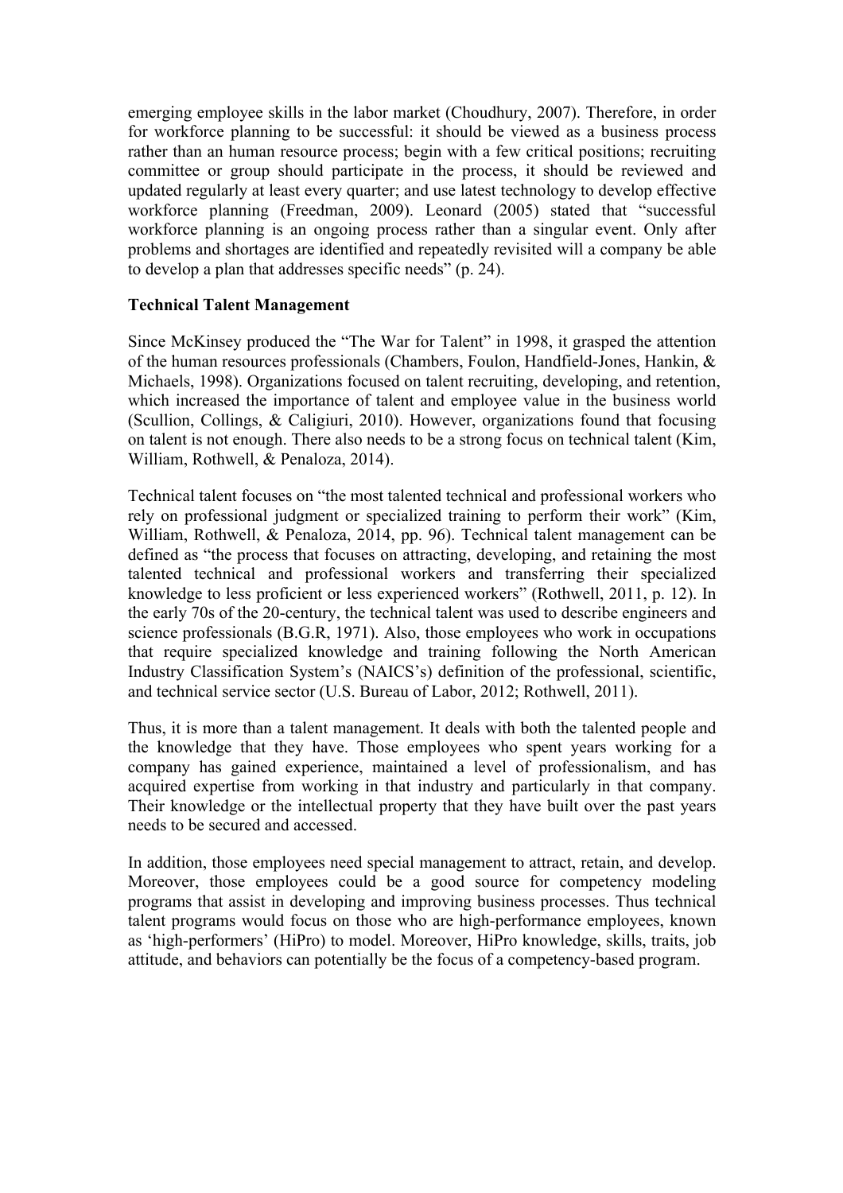emerging employee skills in the labor market (Choudhury, 2007). Therefore, in order for workforce planning to be successful: it should be viewed as a business process rather than an human resource process; begin with a few critical positions; recruiting committee or group should participate in the process, it should be reviewed and updated regularly at least every quarter; and use latest technology to develop effective workforce planning (Freedman, 2009). Leonard (2005) stated that "successful workforce planning is an ongoing process rather than a singular event. Only after problems and shortages are identified and repeatedly revisited will a company be able to develop a plan that addresses specific needs" (p. 24).

**Technical Talent Management**

Since McKinsey produced the "The War for Talent" in 1998, it grasped the attention of the human resources professionals (Chambers, Foulon, Handfield-Jones, Hankin, & Michaels, 1998). Organizations focused on talent recruiting, developing, and retention, which increased the importance of talent and employee value in the business world (Scullion, Collings, & Caligiuri, 2010). However, organizations found that focusing on talent is not enough. There also needs to be a strong focus on technical talent (Kim, William, Rothwell, & Penaloza, 2014).

Technical talent focuses on "the most talented technical and professional workers who rely on professional judgment or specialized training to perform their work" (Kim, William, Rothwell, & Penaloza, 2014, pp. 96). Technical talent management can be defined as "the process that focuses on attracting, developing, and retaining the most talented technical and professional workers and transferring their specialized knowledge to less proficient or less experienced workers" (Rothwell, 2011, p. 12). In the early 70s of the 20-century, the technical talent was used to describe engineers and science professionals (B.G.R, 1971). Also, those employees who work in occupations that require specialized knowledge and training following the North American Industry Classification System's (NAICS's) definition of the professional, scientific, and technical service sector (U.S. Bureau of Labor, 2012; Rothwell, 2011).

Thus, it is more than a talent management. It deals with both the talented people and the knowledge that they have. Those employees who spent years working for a company has gained experience, maintained a level of professionalism, and has acquired expertise from working in that industry and particularly in that company. Their knowledge or the intellectual property that they have built over the past years needs to be secured and accessed.

In addition, those employees need special management to attract, retain, and develop. Moreover, those employees could be a good source for competency modeling programs that assist in developing and improving business processes. Thus technical talent programs would focus on those who are high-performance employees, known as 'high-performers' (HiPro) to model. Moreover, HiPro knowledge, skills, traits, job attitude, and behaviors can potentially be the focus of a competency-based program.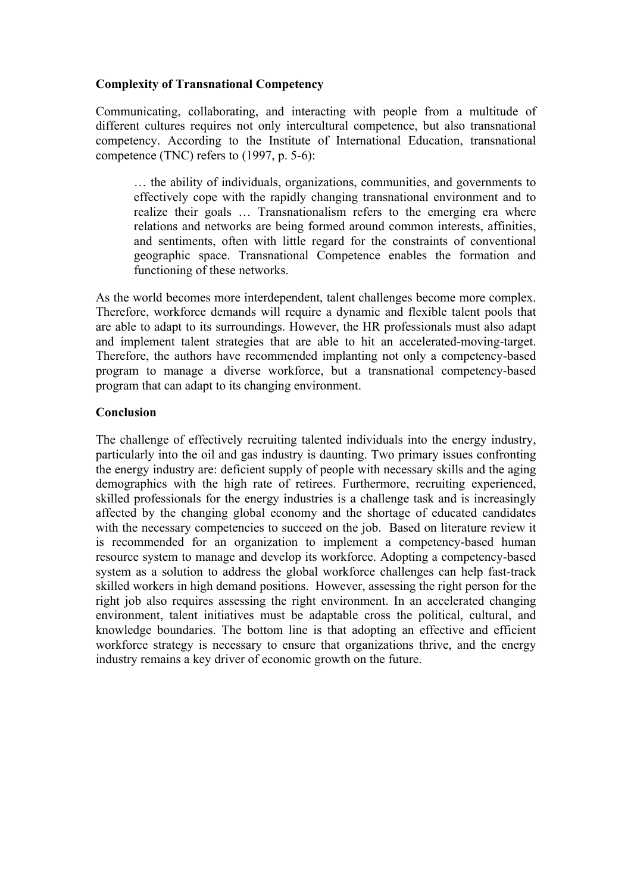**Complexity of Transnational Competency**

Communicating, collaborating, and interacting with people from a multitude of different cultures requires not only intercultural competence, but also transnational competency. According to the Institute of International Education, transnational competence (TNC) refers to (1997, p. 5-6):

> … the ability of individuals, organizations, communities, and governments to effectively cope with the rapidly changing transnational environment and to realize their goals … Transnationalism refers to the emerging era where relations and networks are being formed around common interests, affinities, and sentiments, often with little regard for the constraints of conventional geographic space. Transnational Competence enables the formation and functioning of these networks.

As the world becomes more interdependent, talent challenges become more complex. Therefore, workforce demands will require a dynamic and flexible talent pools that are able to adapt to its surroundings. However, the HR professionals must also adapt and implement talent strategies that are able to hit an accelerated-moving-target. Therefore, the authors have recommended implanting not only a competency-based program to manage a diverse workforce, but a transnational competency-based program that can adapt to its changing environment.

**Conclusion**

The challenge of effectively recruiting talented individuals into the energy industry, particularly into the oil and gas industry is daunting. Two primary issues confronting the energy industry are: deficient supply of people with necessary skills and the aging demographics with the high rate of retirees. Furthermore, recruiting experienced, skilled professionals for the energy industries is a challenge task and is increasingly affected by the changing global economy and the shortage of educated candidates with the necessary competencies to succeed on the job. Based on literature review it is recommended for an organization to implement a competency-based human resource system to manage and develop its workforce. Adopting a competency-based system as a solution to address the global workforce challenges can help fast-track skilled workers in high demand positions. However, assessing the right person for the right job also requires assessing the right environment. In an accelerated changing environment, talent initiatives must be adaptable cross the political, cultural, and knowledge boundaries. The bottom line is that adopting an effective and efficient workforce strategy is necessary to ensure that organizations thrive, and the energy industry remains a key driver of economic growth on the future.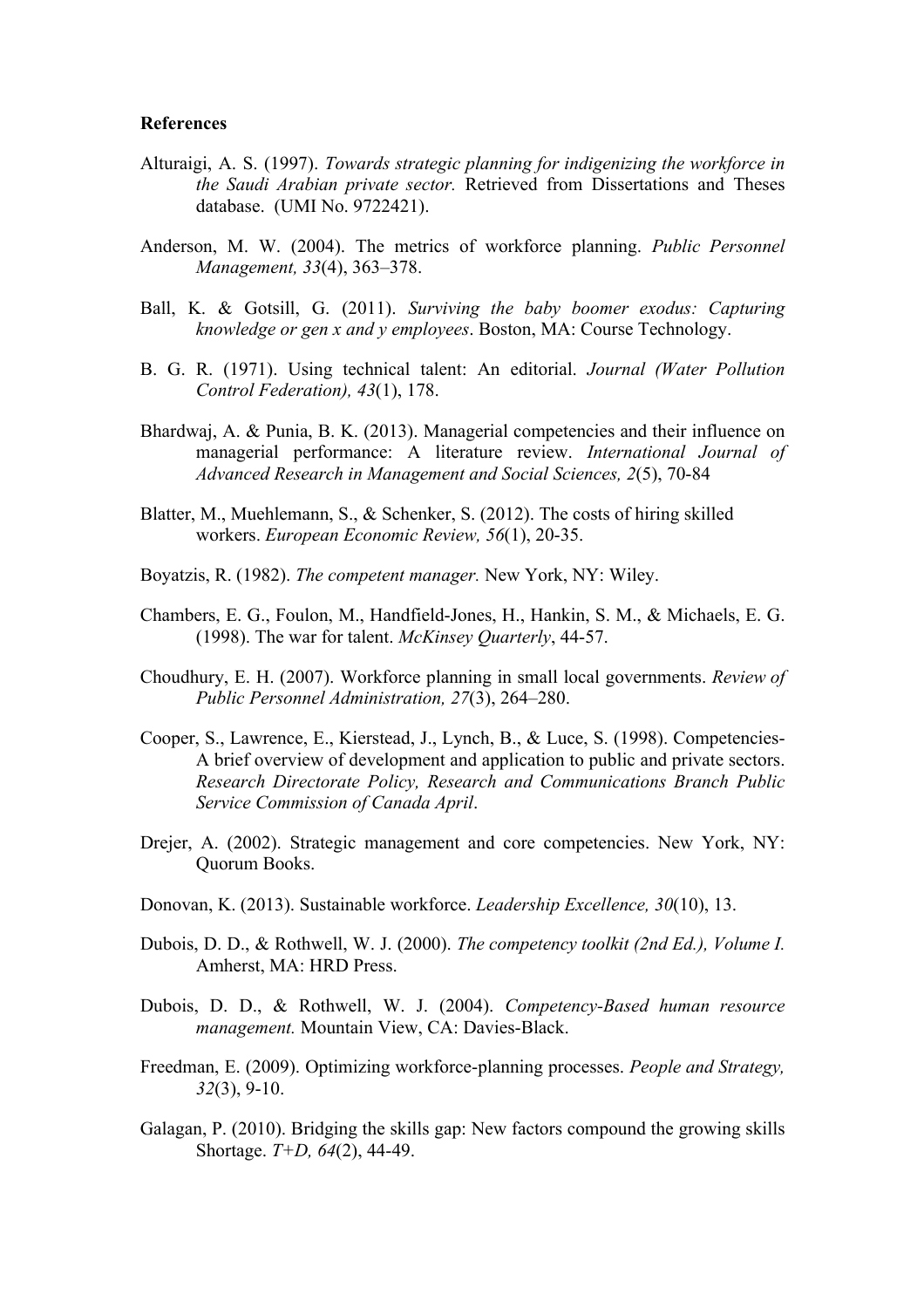**References**

Alturaigi, A. S. (1997). *Towards strategic planning for indigenizing the workforce in the Saudi Arabian private sector.* Retrieved from Dissertations and Theses database. (UMI No. 9722421).

Anderson, M. W. (2004). The metrics of workforce planning. *Public Personnel Management, 33*(4), 363–378.

Ball, K. & Gotsill, G. (2011). *Surviving the baby boomer exodus: Capturing knowledge or gen x and y employees*. Boston, MA: Course Technology.

B. G. R. (1971). Using technical talent: An editorial. *Journal (Water Pollution Control Federation), 43*(1), 178.

Bhardwaj, A. & Punia, B. K. (2013). Managerial competencies and their influence on managerial performance: A literature review. *International Journal of Advanced Research in Management and Social Sciences, 2*(5), 70-84

Blatter, M., Muehlemann, S., & Schenker, S. (2012). The costs of hiring skilled workers. *European Economic Review, 56*(1), 20-35.

Boyatzis, R. (1982). *The competent manager.* New York, NY: Wiley.

Chambers, E. G., Foulon, M., Handfield-Jones, H., Hankin, S. M., & Michaels, E. G. (1998). The war for talent. *McKinsey Quarterly*, 44-57.

Choudhury, E. H. (2007). Workforce planning in small local governments. *Review of Public Personnel Administration, 27*(3), 264–280.

Cooper, S., Lawrence, E., Kierstead, J., Lynch, B., & Luce, S. (1998). Competencies- A brief overview of development and application to public and private sectors. *Research Directorate Policy, Research and Communications Branch Public Service Commission of Canada April*.

Drejer, A. (2002). Strategic management and core competencies. New York, NY: Quorum Books.

Donovan, K. (2013). Sustainable workforce. *Leadership Excellence, 30*(10), 13.

Dubois, D. D., & Rothwell, W. J. (2000). *The competency toolkit (2nd Ed.), Volume I.* Amherst, MA: HRD Press.

Dubois, D. D., & Rothwell, W. J. (2004). *Competency-Based human resource management.* Mountain View, CA: Davies-Black.

Freedman, E. (2009). Optimizing workforce-planning processes. *People and Strategy, 32*(3), 9-10.

Galagan, P. (2010). Bridging the skills gap: New factors compound the growing skills Shortage. *T+D, 64*(2), 44-49.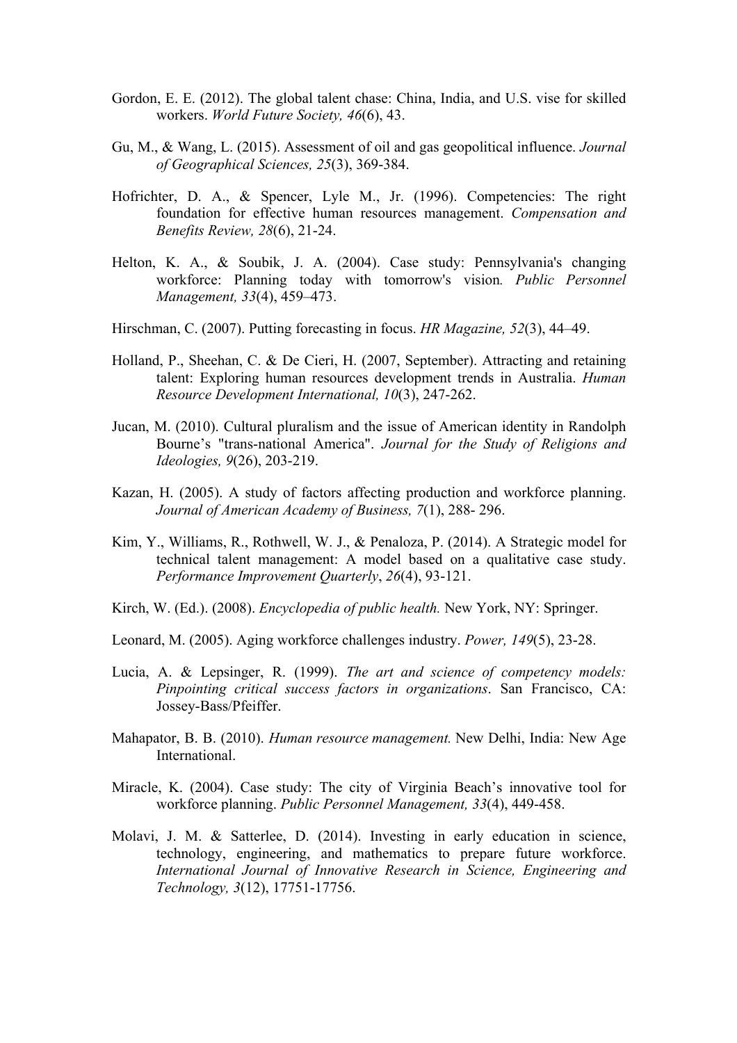Gordon, E. E. (2012). The global talent chase: China, India, and U.S. vise for skilled workers. *World Future Society, 46*(6), 43.

Gu, M., & Wang, L. (2015). Assessment of oil and gas geopolitical influence. *Journal of Geographical Sciences, 25*(3), 369-384.

Hofrichter, D. A., & Spencer, Lyle M., Jr. (1996). Competencies: The right foundation for effective human resources management. *Compensation and Benefits Review, 28*(6), 21-24.

Helton, K. A., & Soubik, J. A. (2004). Case study: Pennsylvania's changing workforce: Planning today with tomorrow's vision*. Public Personnel Management, 33*(4), 459–473.

Hirschman, C. (2007). Putting forecasting in focus. *HR Magazine, 52*(3), 44–49.

Holland, P., Sheehan, C. & De Cieri, H. (2007, September). Attracting and retaining talent: Exploring human resources development trends in Australia. *Human Resource Development International, 10*(3), 247-262.

Jucan, M. (2010). Cultural pluralism and the issue of American identity in Randolph Bourne's "trans-national America". *Journal for the Study of Religions and Ideologies, 9*(26), 203-219.

Kazan, H. (2005). A study of factors affecting production and workforce planning. *Journal of American Academy of Business, 7*(1), 288- 296.

Kim, Y., Williams, R., Rothwell, W. J., & Penaloza, P. (2014). A Strategic model for technical talent management: A model based on a qualitative case study. *Performance Improvement Quarterly*, *26*(4), 93-121.

Kirch, W. (Ed.). (2008). *Encyclopedia of public health.* New York, NY: Springer.

Leonard, M. (2005). Aging workforce challenges industry. *Power, 149*(5), 23-28.

Lucia, A. & Lepsinger, R. (1999). *The art and science of competency models: Pinpointing critical success factors in organizations*. San Francisco, CA: Jossey-Bass/Pfeiffer.

Mahapator, B. B. (2010). *Human resource management.* New Delhi, India: New Age International.

Miracle, K. (2004). Case study: The city of Virginia Beach's innovative tool for workforce planning. *Public Personnel Management, 33*(4), 449-458.

Molavi, J. M. & Satterlee, D. (2014). Investing in early education in science, technology, engineering, and mathematics to prepare future workforce. *International Journal of Innovative Research in Science, Engineering and Technology, 3*(12), 17751-17756.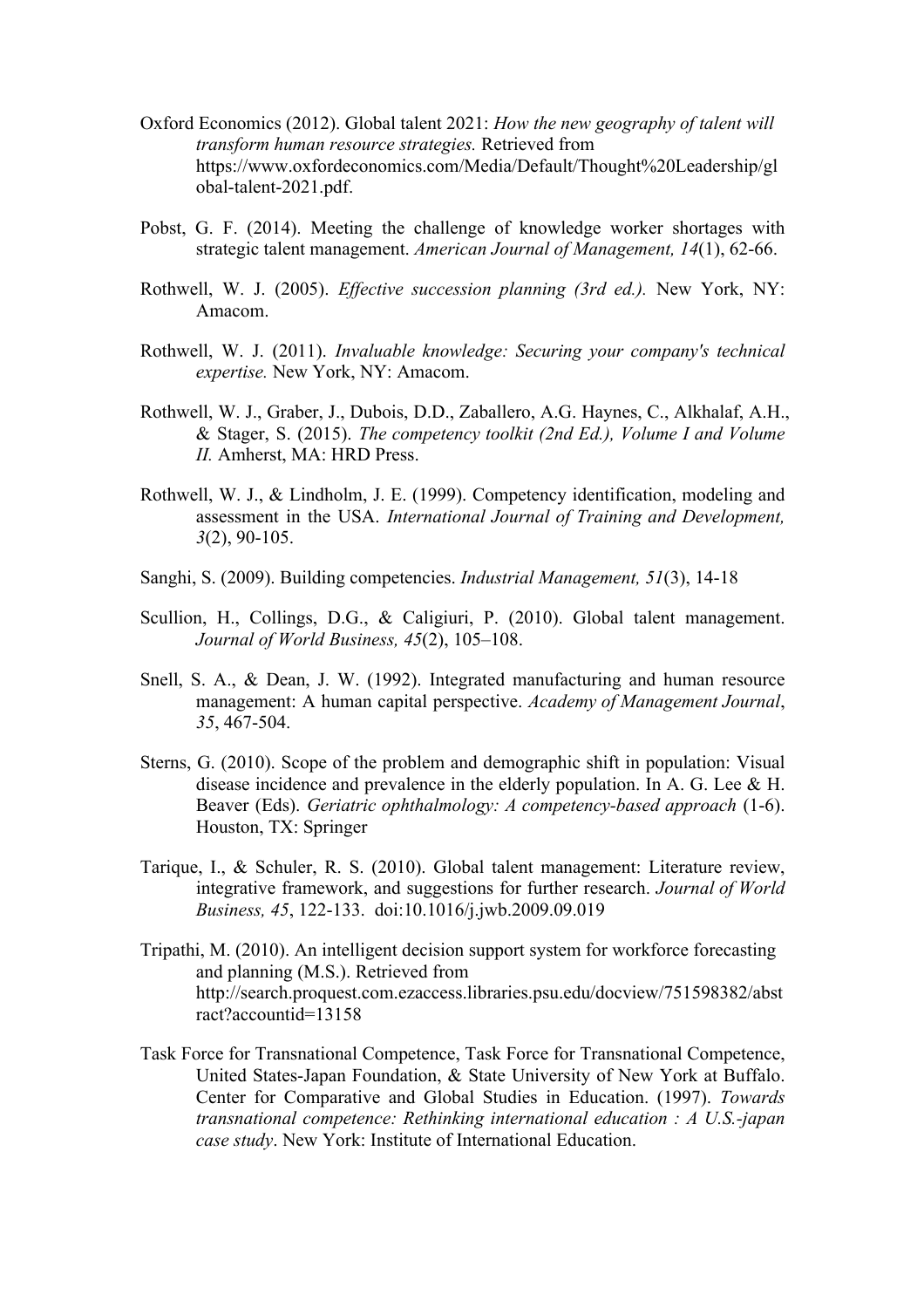Oxford Economics (2012). Global talent 2021: *How the new geography of talent will transform human resource strategies.* Retrieved from https://www.oxfordeconomics.com/Media/Default/Thought%20Leadership/global-talent-2021.pdf.

Pobst, G. F. (2014). Meeting the challenge of knowledge worker shortages with strategic talent management. *American Journal of Management, 14*(1), 62-66.

Rothwell, W. J. (2005). *Effective succession planning (3rd ed.).* New York, NY: Amacom.

Rothwell, W. J. (2011). *Invaluable knowledge: Securing your company's technical expertise.* New York, NY: Amacom.

Rothwell, W. J., Graber, J., Dubois, D.D., Zaballero, A.G. Haynes, C., Alkhalaf, A.H., & Stager, S. (2015). *The competency toolkit (2nd Ed.), Volume I and Volume II.* Amherst, MA: HRD Press.

Rothwell, W. J., & Lindholm, J. E. (1999). Competency identification, modeling and assessment in the USA. *International Journal of Training and Development, 3*(2), 90-105.

Sanghi, S. (2009). Building competencies. *Industrial Management, 51*(3), 14-18

Scullion, H., Collings, D.G., & Caligiuri, P. (2010). Global talent management. *Journal of World Business, 45*(2), 105–108.

Snell, S. A., & Dean, J. W. (1992). Integrated manufacturing and human resource management: A human capital perspective. *Academy of Management Journal*, *35*, 467-504.

Sterns, G. (2010). Scope of the problem and demographic shift in population: Visual disease incidence and prevalence in the elderly population. In A. G. Lee & H. Beaver (Eds). *Geriatric ophthalmology: A competency-based approach* (1-6). Houston, TX: Springer

Tarique, I., & Schuler, R. S. (2010). Global talent management: Literature review, integrative framework, and suggestions for further research. *Journal of World Business, 45*, 122-133. doi:10.1016/j.jwb.2009.09.019

Tripathi, M. (2010). An intelligent decision support system for workforce forecasting and planning (M.S.). Retrieved from http://search.proquest.com.ezaccess.libraries.psu.edu/docview/751598382/abstract?accountid=13158

Task Force for Transnational Competence, Task Force for Transnational Competence, United States-Japan Foundation, & State University of New York at Buffalo. Center for Comparative and Global Studies in Education. (1997). *Towards transnational competence: Rethinking international education : A U.S.-japan case study*. New York: Institute of International Education.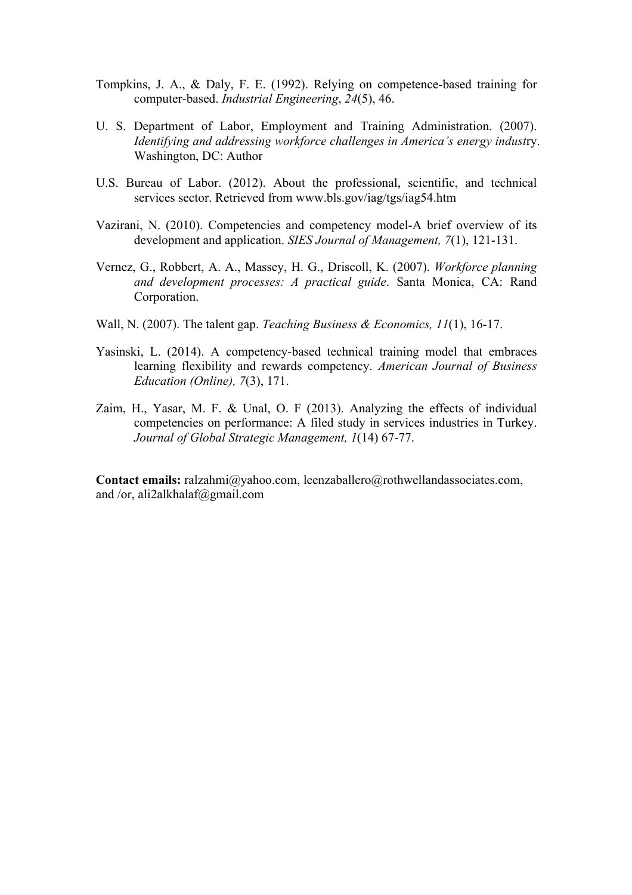Tompkins, J. A., & Daly, F. E. (1992). Relying on competence-based training for computer-based. *Industrial Engineering*, *24*(5), 46.

U. S. Department of Labor, Employment and Training Administration. (2007). *Identifying and addressing workforce challenges in America's energy indust*ry. Washington, DC: Author

U.S. Bureau of Labor. (2012). About the professional, scientific, and technical services sector. Retrieved from www.bls.gov/iag/tgs/iag54.htm

Vazirani, N. (2010). Competencies and competency model-A brief overview of its development and application. *SIES Journal of Management, 7*(1), 121-131.

Vernez, G., Robbert, A. A., Massey, H. G., Driscoll, K. (2007). *Workforce planning and development processes: A practical guide*. Santa Monica, CA: Rand Corporation.

Wall, N. (2007). The talent gap. *Teaching Business & Economics, 11*(1), 16-17.

Yasinski, L. (2014). A competency-based technical training model that embraces learning flexibility and rewards competency. *American Journal of Business Education (Online), 7*(3), 171.

Zaim, H., Yasar, M. F. & Unal, O. F (2013). Analyzing the effects of individual competencies on performance: A filed study in services industries in Turkey. *Journal of Global Strategic Management, 1*(14) 67-77.

**Contact emails:** ralzahmi@yahoo.com, leenzaballero@rothwellandassociates.com, and /or, ali2alkhalaf@gmail.com